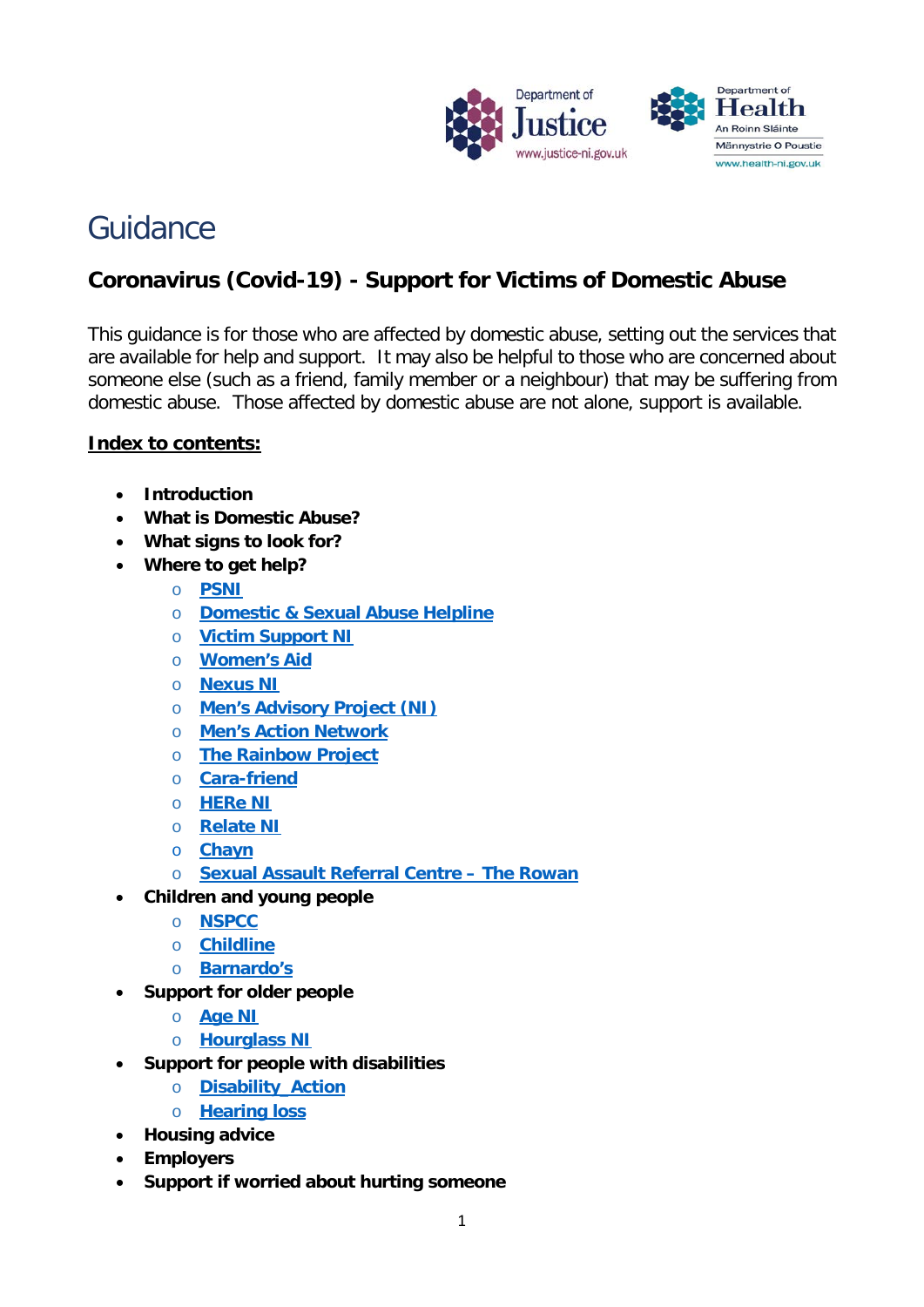# Guidance

## Coronavirus (Covid-19) - Support for Victims of Domestic Abuse

This guidance is for those who are affected by domestic abuse, setting out the services that are available for help and support. It may also be helpful to those who are concerned about someone else (such as a friend, family member or a neighbour) that may be suffering from domestic abuse. Those affected by domestic abuse are not alone, support is available.

**Index to contents:**

- **Introduction**
- **What is Domestic Abuse?**
- **What signs to look for?**
- **Where to get help?**
  - **PSNI**
  - **Domestic & Sexual Abuse Helpline**
  - **Victim Support NI**
  - **Women's Aid**
  - **Nexus NI**
  - **Men's Advisory Project (NI)**
  - **Men's Action Network**
  - **The Rainbow Project**
  - **Cara-friend**
  - **HERe NI**
  - **Relate NI**
  - **Chayn**
  - **Sexual Assault Referral Centre – The Rowan**
- **Children and young people**
  - **NSPCC**
  - **Childline**
  - **Barnardo's**
- **Support for older people**
  - **Age NI**
  - **Hourglass NI**
- **Support for people with disabilities**
  - **Disability Action**
  - **Hearing loss**
- **Housing advice**
- **Employers**
- **Support if worried about hurting someone**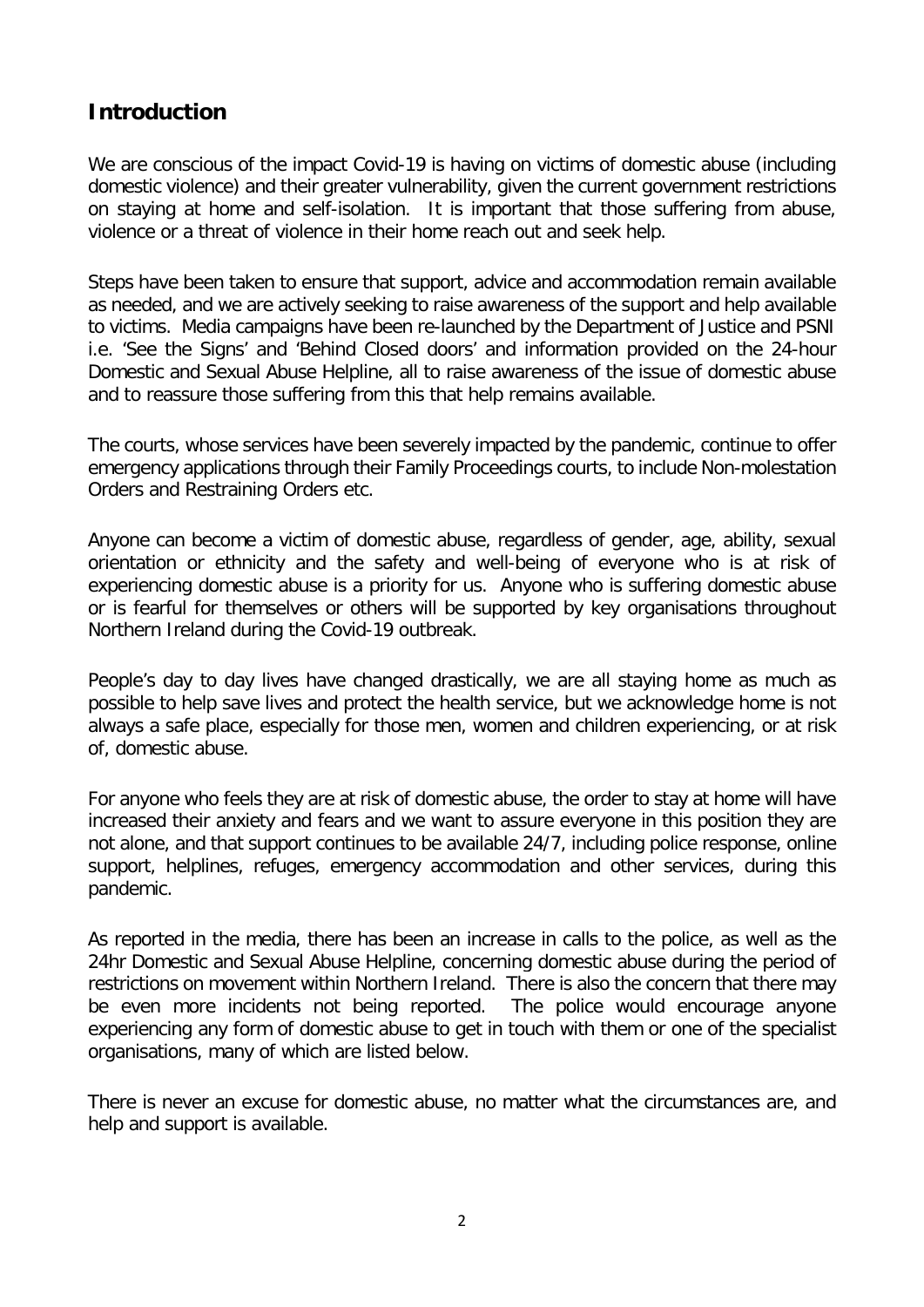## Introduction

We are conscious of the impact Covid-19 is having on victims of domestic abuse (including domestic violence) and their greater vulnerability, given the current government restrictions on staying at home and self-isolation. It is important that those suffering from abuse, violence or a threat of violence in their home reach out and seek help.

Steps have been taken to ensure that support, advice and accommodation remain available as needed, and we are actively seeking to raise awareness of the support and help available to victims. Media campaigns have been re-launched by the Department of Justice and PSNI i.e. 'See the Signs' and 'Behind Closed doors' and information provided on the 24-hour Domestic and Sexual Abuse Helpline, all to raise awareness of the issue of domestic abuse and to reassure those suffering from this that help remains available.

The courts, whose services have been severely impacted by the pandemic, continue to offer emergency applications through their Family Proceedings courts, to include Non-molestation Orders and Restraining Orders etc.

Anyone can become a victim of domestic abuse, regardless of gender, age, ability, sexual orientation or ethnicity and the safety and well-being of everyone who is at risk of experiencing domestic abuse is a priority for us. Anyone who is suffering domestic abuse or is fearful for themselves or others will be supported by key organisations throughout Northern Ireland during the Covid-19 outbreak.

People's day to day lives have changed drastically, we are all staying home as much as possible to help save lives and protect the health service, but we acknowledge home is not always a safe place, especially for those men, women and children experiencing, or at risk of, domestic abuse.

For anyone who feels they are at risk of domestic abuse, the order to stay at home will have increased their anxiety and fears and we want to assure everyone in this position they are not alone, and that support continues to be available 24/7, including police response, online support, helplines, refuges, emergency accommodation and other services, during this pandemic.

As reported in the media, there has been an increase in calls to the police, as well as the 24hr Domestic and Sexual Abuse Helpline, concerning domestic abuse during the period of restrictions on movement within Northern Ireland. There is also the concern that there may be even more incidents not being reported. The police would encourage anyone experiencing any form of domestic abuse to get in touch with them or one of the specialist organisations, many of which are listed below.

There is never an excuse for domestic abuse, no matter what the circumstances are, and help and support is available.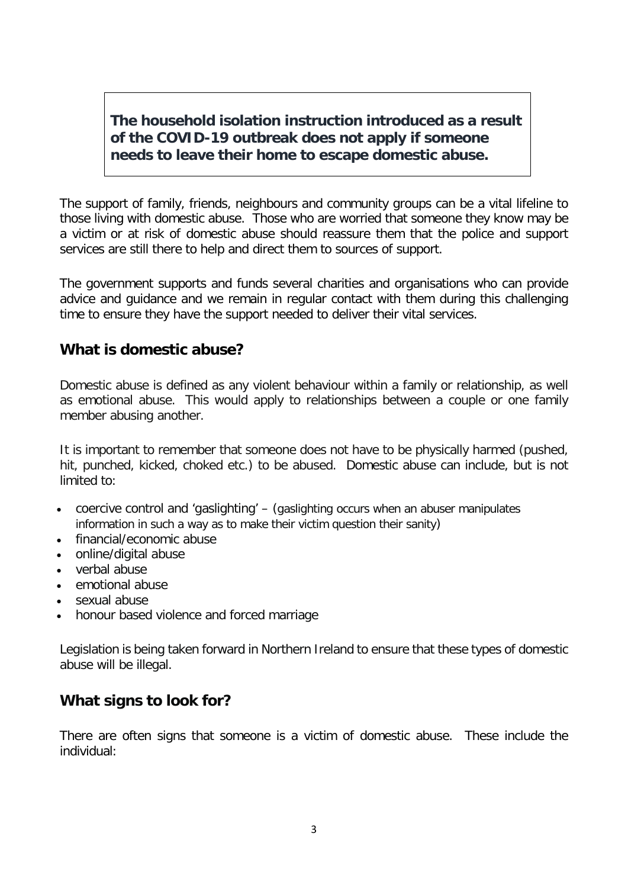**The household isolation instruction introduced as a result of the COVID-19 outbreak does not apply if someone needs to leave their home to escape domestic abuse.**

The support of family, friends, neighbours and community groups can be a vital lifeline to those living with domestic abuse. Those who are worried that someone they know may be a victim or at risk of domestic abuse should reassure them that the police and support services are still there to help and direct them to sources of support.

The government supports and funds several charities and organisations who can provide advice and guidance and we remain in regular contact with them during this challenging time to ensure they have the support needed to deliver their vital services.

## What is domestic abuse?

Domestic abuse is defined as any violent behaviour within a family or relationship, as well as emotional abuse. This would apply to relationships between a couple or one family member abusing another.

It is important to remember that someone does not have to be physically harmed (pushed, hit, punched, kicked, choked etc.) to be abused. Domestic abuse can include, but is not limited to:

- coercive control and 'gaslighting' – (gaslighting occurs when an abuser manipulates information in such a way as to make their victim question their sanity)
- financial/economic abuse
- online/digital abuse
- verbal abuse
- emotional abuse
- sexual abuse
- honour based violence and forced marriage

Legislation is being taken forward in Northern Ireland to ensure that these types of domestic abuse will be illegal.

## What signs to look for?

There are often signs that someone is a victim of domestic abuse. These include the individual: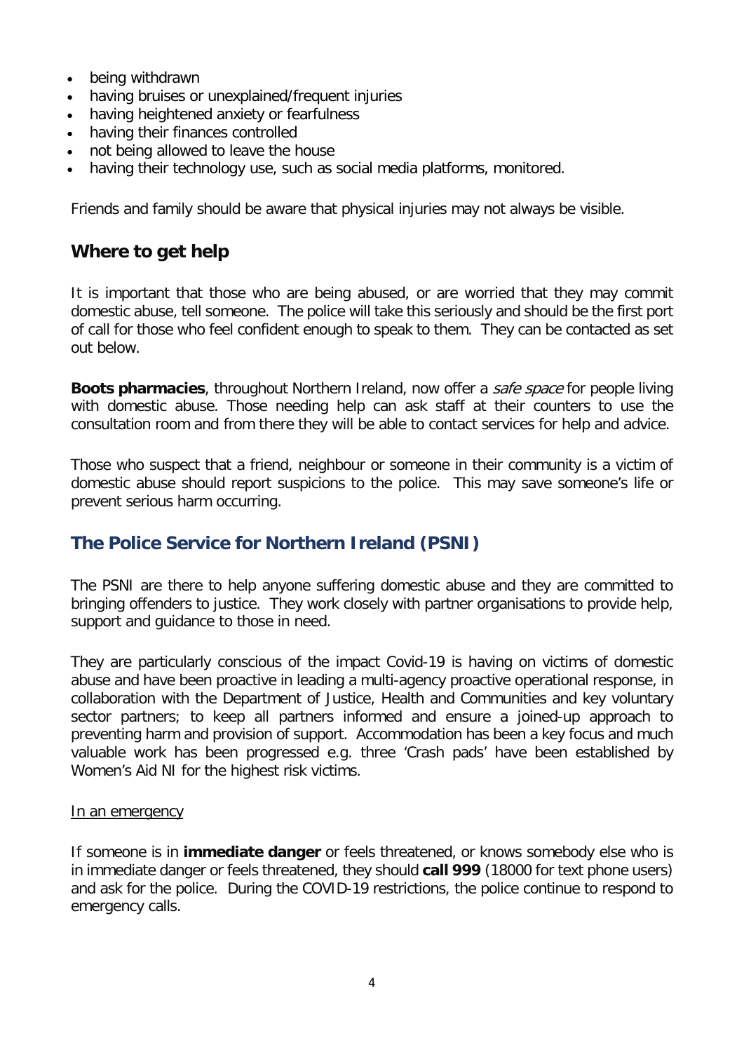- being withdrawn
- having bruises or unexplained/frequent injuries
- having heightened anxiety or fearfulness
- having their finances controlled
- not being allowed to leave the house
- having their technology use, such as social media platforms, monitored.

Friends and family should be aware that physical injuries may not always be visible.

## Where to get help

It is important that those who are being abused, or are worried that they may commit domestic abuse, tell someone. The police will take this seriously and should be the first port of call for those who feel confident enough to speak to them. They can be contacted as set out below.

**Boots pharmacies**, throughout Northern Ireland, now offer a *safe space* for people living with domestic abuse. Those needing help can ask staff at their counters to use the consultation room and from there they will be able to contact services for help and advice.

Those who suspect that a friend, neighbour or someone in their community is a victim of domestic abuse should report suspicions to the police. This may save someone's life or prevent serious harm occurring.

## The Police Service for Northern Ireland (PSNI)

The PSNI are there to help anyone suffering domestic abuse and they are committed to bringing offenders to justice. They work closely with partner organisations to provide help, support and guidance to those in need.

They are particularly conscious of the impact Covid-19 is having on victims of domestic abuse and have been proactive in leading a multi-agency proactive operational response, in collaboration with the Department of Justice, Health and Communities and key voluntary sector partners; to keep all partners informed and ensure a joined-up approach to preventing harm and provision of support. Accommodation has been a key focus and much valuable work has been progressed e.g. three 'Crash pads' have been established by Women's Aid NI for the highest risk victims.

<u>In an emergency</u>

If someone is in **immediate danger** or feels threatened, or knows somebody else who is in immediate danger or feels threatened, they should **call 999** (18000 for text phone users) and ask for the police. During the COVID-19 restrictions, the police continue to respond to emergency calls.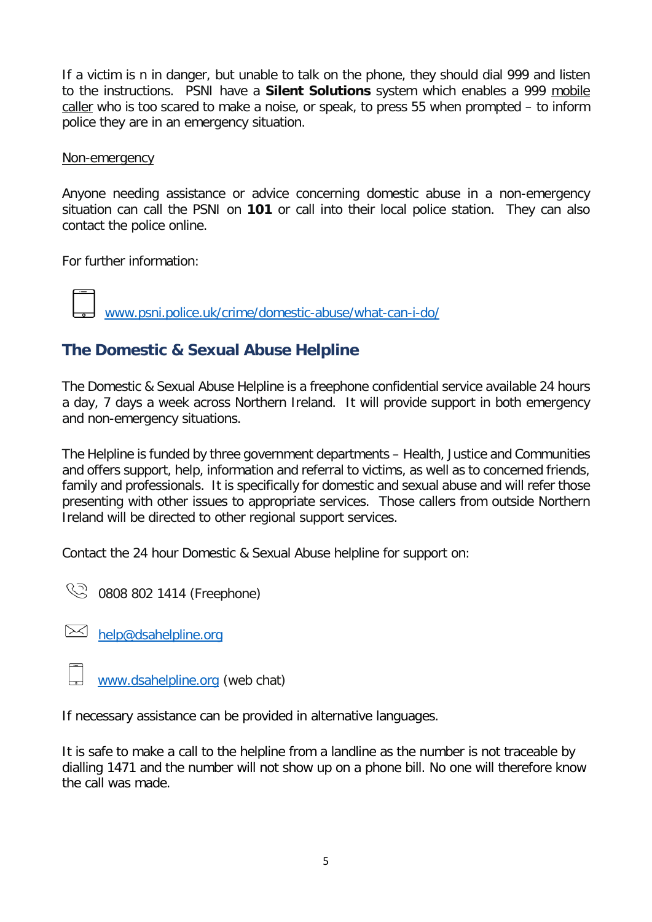If a victim is n in danger, but unable to talk on the phone, they should dial 999 and listen to the instructions. PSNI have a **Silent Solutions** system which enables a 999 mobile caller who is too scared to make a noise, or speak, to press 55 when prompted – to inform police they are in an emergency situation.

Non-emergency

Anyone needing assistance or advice concerning domestic abuse in a non-emergency situation can call the PSNI on **101** or call into their local police station. They can also contact the police online.

For further information:

[www.psni.police.uk/crime/domestic-abuse/what-can-i-do/](www.psni.police.uk/crime/domestic-abuse/what-can-i-do/)

## The Domestic & Sexual Abuse Helpline

The Domestic & Sexual Abuse Helpline is a freephone confidential service available 24 hours a day, 7 days a week across Northern Ireland. It will provide support in both emergency and non-emergency situations.

The Helpline is funded by three government departments – Health, Justice and Communities and offers support, help, information and referral to victims, as well as to concerned friends, family and professionals. It is specifically for domestic and sexual abuse and will refer those presenting with other issues to appropriate services. Those callers from outside Northern Ireland will be directed to other regional support services.

Contact the 24 hour Domestic & Sexual Abuse helpline for support on:

0808 802 1414 (Freephone)

[help@dsahelpline.org](mailto:help@dsahelpline.org)

[www.dsahelpline.org](www.dsahelpline.org) (web chat)

If necessary assistance can be provided in alternative languages.

It is safe to make a call to the helpline from a landline as the number is not traceable by dialling 1471 and the number will not show up on a phone bill. No one will therefore know the call was made.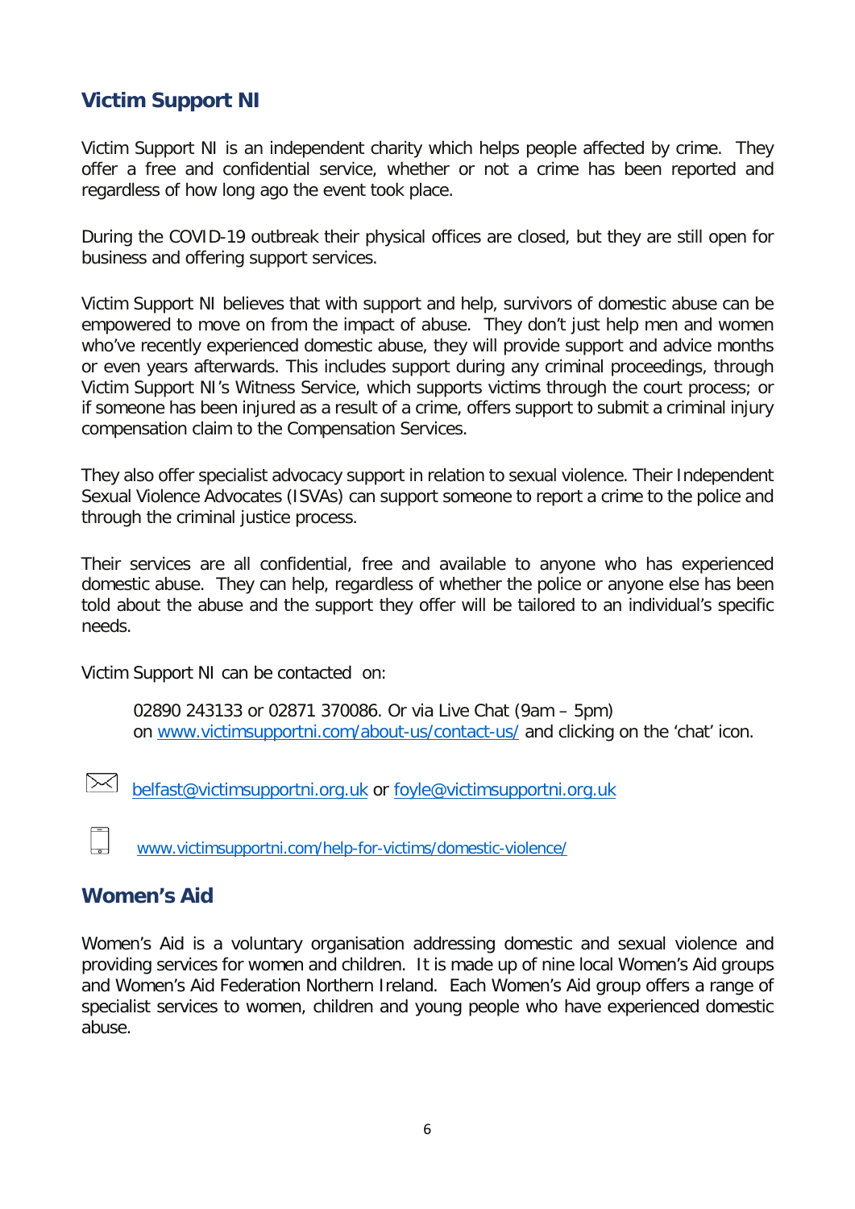## Victim Support NI

Victim Support NI is an independent charity which helps people affected by crime. They offer a free and confidential service, whether or not a crime has been reported and regardless of how long ago the event took place.

During the COVID-19 outbreak their physical offices are closed, but they are still open for business and offering support services.

Victim Support NI believes that with support and help, survivors of domestic abuse can be empowered to move on from the impact of abuse. They don't just help men and women who've recently experienced domestic abuse, they will provide support and advice months or even years afterwards. This includes support during any criminal proceedings, through Victim Support NI's Witness Service, which supports victims through the court process; or if someone has been injured as a result of a crime, offers support to submit a criminal injury compensation claim to the Compensation Services.

They also offer specialist advocacy support in relation to sexual violence. Their Independent Sexual Violence Advocates (ISVAs) can support someone to report a crime to the police and through the criminal justice process.

Their services are all confidential, free and available to anyone who has experienced domestic abuse. They can help, regardless of whether the police or anyone else has been told about the abuse and the support they offer will be tailored to an individual's specific needs.

Victim Support NI can be contacted on:

> 02890 243133 or 02871 370086. Or via Live Chat (9am – 5pm) on www.victimsupportni.com/about-us/contact-us/ and clicking on the 'chat' icon.

belfast@victimsupportni.org.uk or foyle@victimsupportni.org.uk

www.victimsupportni.com/help-for-victims/domestic-violence/

## Women's Aid

Women's Aid is a voluntary organisation addressing domestic and sexual violence and providing services for women and children. It is made up of nine local Women's Aid groups and Women's Aid Federation Northern Ireland. Each Women's Aid group offers a range of specialist services to women, children and young people who have experienced domestic abuse.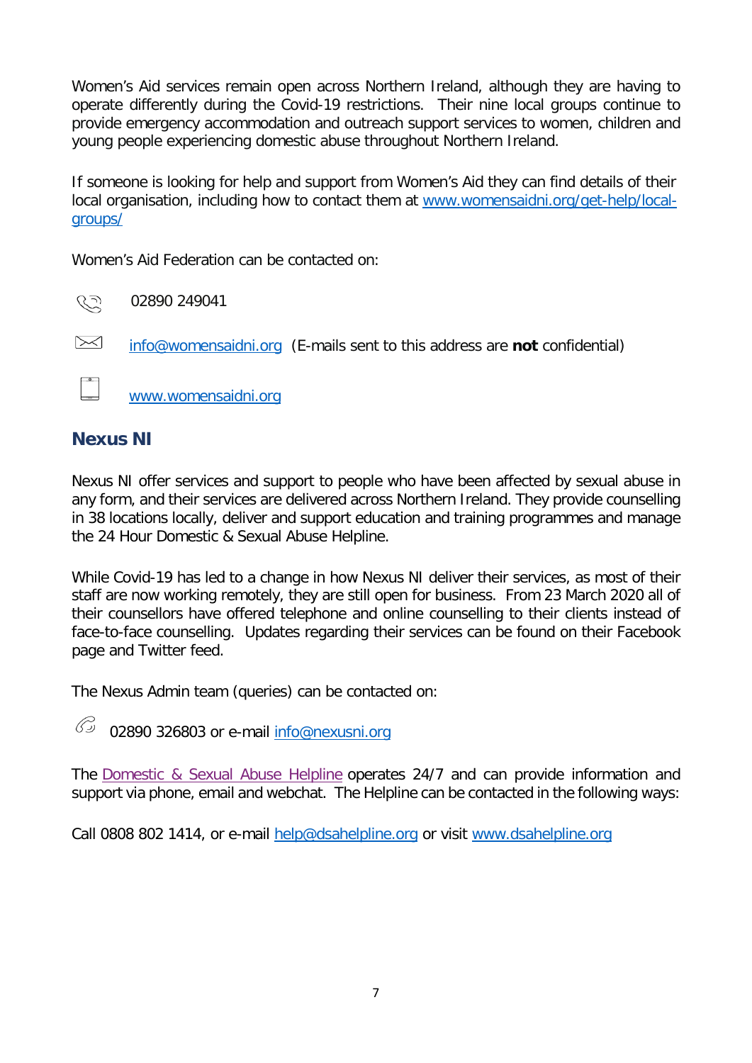Women's Aid services remain open across Northern Ireland, although they are having to operate differently during the Covid-19 restrictions. Their nine local groups continue to provide emergency accommodation and outreach support services to women, children and young people experiencing domestic abuse throughout Northern Ireland.

If someone is looking for help and support from Women's Aid they can find details of their local organisation, including how to contact them at [www.womensaidni.org/get-help/local-groups/](www.womensaidni.org/get-help/local-groups/)

Women's Aid Federation can be contacted on:

02890 249041

[info@womensaidni.org](mailto:info@womensaidni.org) (E-mails sent to this address are **not** confidential)

[www.womensaidni.org](www.womensaidni.org)

## Nexus NI

Nexus NI offer services and support to people who have been affected by sexual abuse in any form, and their services are delivered across Northern Ireland. They provide counselling in 38 locations locally, deliver and support education and training programmes and manage the 24 Hour Domestic & Sexual Abuse Helpline.

While Covid-19 has led to a change in how Nexus NI deliver their services, as most of their staff are now working remotely, they are still open for business. From 23 March 2020 all of their counsellors have offered telephone and online counselling to their clients instead of face-to-face counselling. Updates regarding their services can be found on their Facebook page and Twitter feed.

The Nexus Admin team (queries) can be contacted on:

02890 326803 or e-mail [info@nexusni.org](mailto:info@nexusni.org)

The Domestic & Sexual Abuse Helpline operates 24/7 and can provide information and support via phone, email and webchat. The Helpline can be contacted in the following ways:

Call 0808 802 1414, or e-mail [help@dsahelpline.org](mailto:help@dsahelpline.org) or visit [www.dsahelpline.org](www.dsahelpline.org)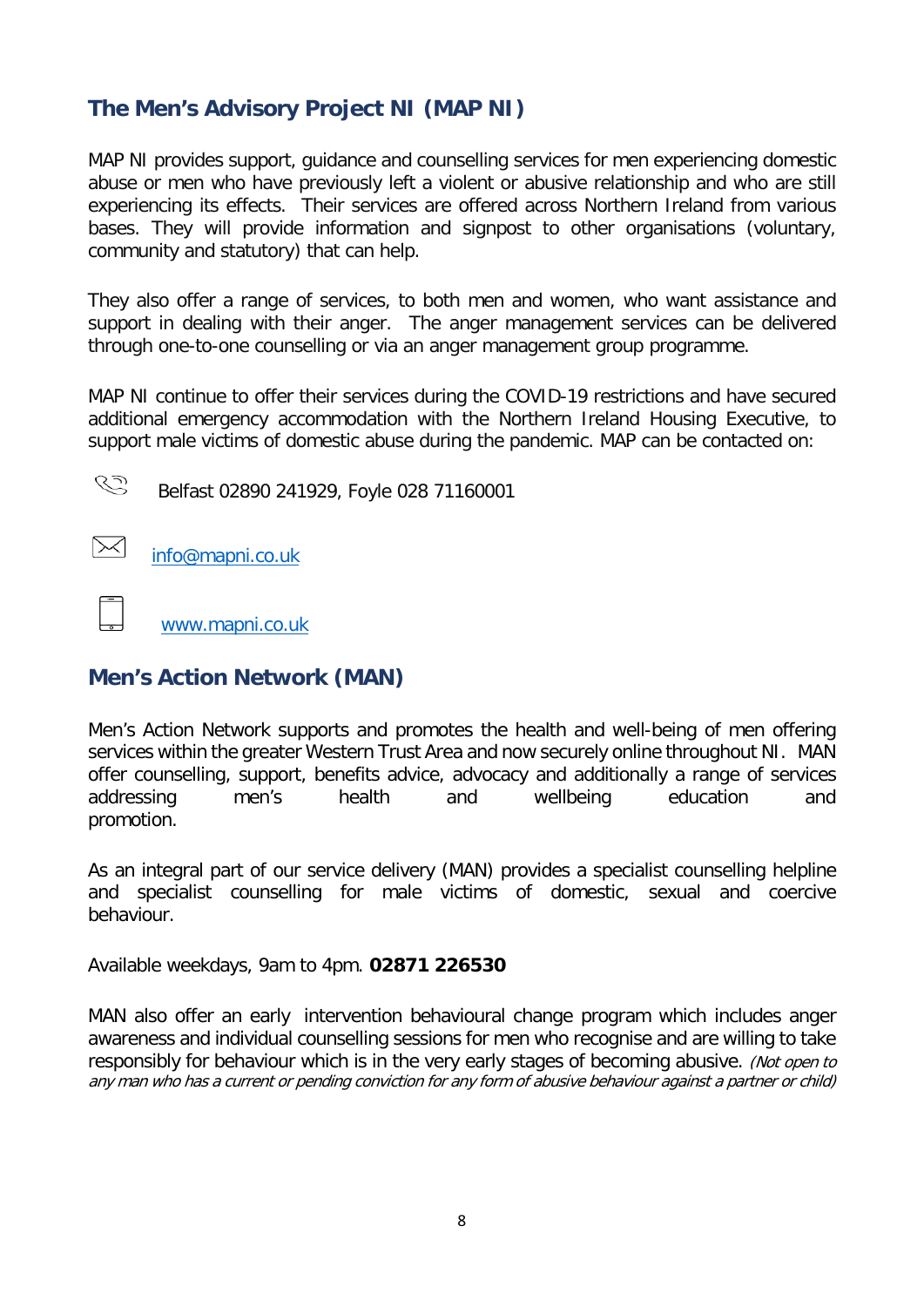## The Men's Advisory Project NI (MAP NI)

MAP NI provides support, guidance and counselling services for men experiencing domestic abuse or men who have previously left a violent or abusive relationship and who are still experiencing its effects. Their services are offered across Northern Ireland from various bases. They will provide information and signpost to other organisations (voluntary, community and statutory) that can help.

They also offer a range of services, to both men and women, who want assistance and support in dealing with their anger. The anger management services can be delivered through one-to-one counselling or via an anger management group programme.

MAP NI continue to offer their services during the COVID-19 restrictions and have secured additional emergency accommodation with the Northern Ireland Housing Executive, to support male victims of domestic abuse during the pandemic. MAP can be contacted on:

Belfast 02890 241929, Foyle 028 71160001

info@mapni.co.uk

www.mapni.co.uk

## Men's Action Network (MAN)

Men's Action Network supports and promotes the health and well-being of men offering services within the greater Western Trust Area and now securely online throughout NI. MAN offer counselling, support, benefits advice, advocacy and additionally a range of services addressing men's health and wellbeing education and promotion.

As an integral part of our service delivery (MAN) provides a specialist counselling helpline and specialist counselling for male victims of domestic, sexual and coercive behaviour.

Available weekdays, 9am to 4pm. **02871 226530**

MAN also offer an early intervention behavioural change program which includes anger awareness and individual counselling sessions for men who recognise and are willing to take responsibly for behaviour which is in the very early stages of becoming abusive. *(Not open to any man who has a current or pending conviction for any form of abusive behaviour against a partner or child)*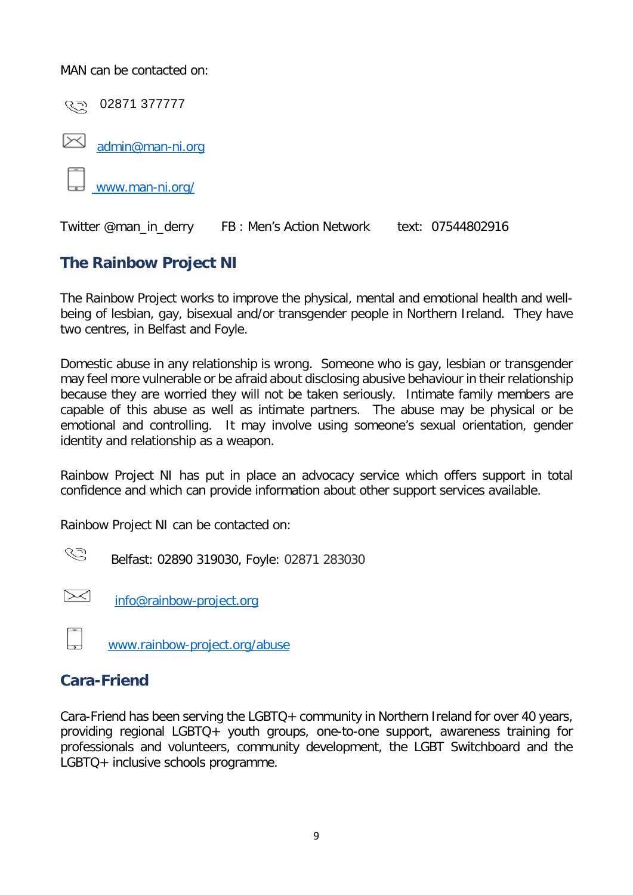MAN can be contacted on:

02871 377777

[admin@man-ni.org](mailto:admin@man-ni.org)

[www.man-ni.org/](http://www.man-ni.org/)

Twitter @man_in_derry    FB : Men's Action Network    text: 07544802916

## The Rainbow Project NI

The Rainbow Project works to improve the physical, mental and emotional health and well-being of lesbian, gay, bisexual and/or transgender people in Northern Ireland. They have two centres, in Belfast and Foyle.

Domestic abuse in any relationship is wrong. Someone who is gay, lesbian or transgender may feel more vulnerable or be afraid about disclosing abusive behaviour in their relationship because they are worried they will not be taken seriously. Intimate family members are capable of this abuse as well as intimate partners. The abuse may be physical or be emotional and controlling. It may involve using someone's sexual orientation, gender identity and relationship as a weapon.

Rainbow Project NI has put in place an advocacy service which offers support in total confidence and which can provide information about other support services available.

Rainbow Project NI can be contacted on:

Belfast: 02890 319030, Foyle: 02871 283030

[info@rainbow-project.org](mailto:info@rainbow-project.org)

[www.rainbow-project.org/abuse](http://www.rainbow-project.org/abuse)

## Cara-Friend

Cara-Friend has been serving the LGBTQ+ community in Northern Ireland for over 40 years, providing regional LGBTQ+ youth groups, one-to-one support, awareness training for professionals and volunteers, community development, the LGBT Switchboard and the LGBTQ+ inclusive schools programme.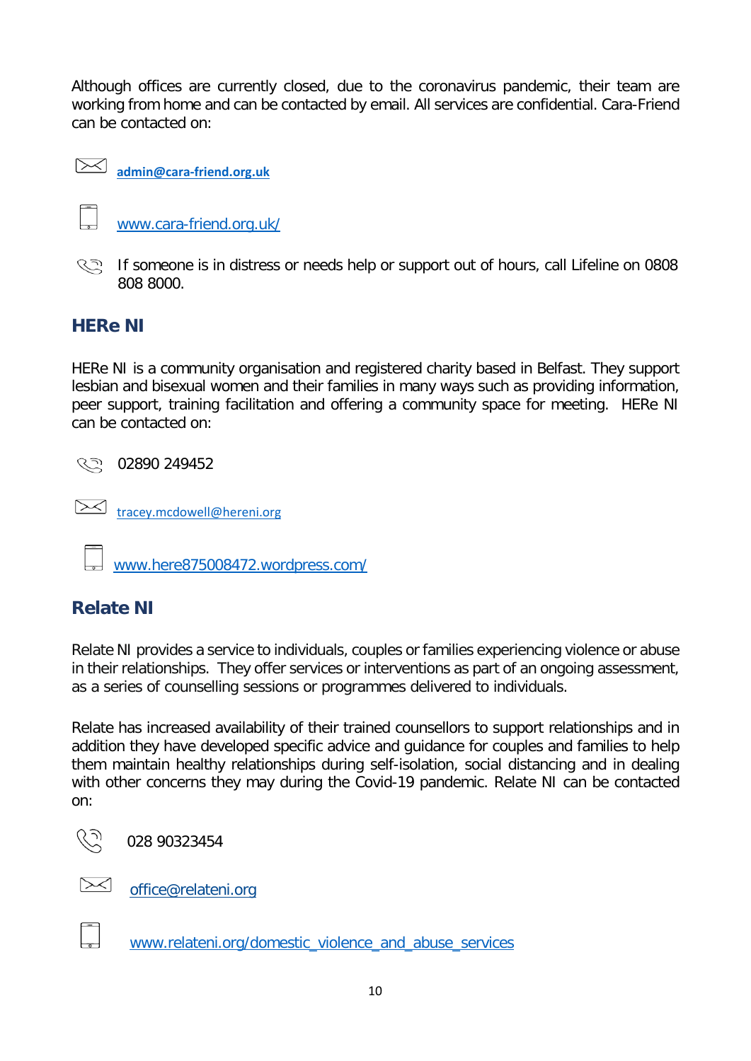Although offices are currently closed, due to the coronavirus pandemic, their team are working from home and can be contacted by email. All services are confidential. Cara-Friend can be contacted on:

**admin@cara-friend.org.uk**

www.cara-friend.org.uk/

If someone is in distress or needs help or support out of hours, call Lifeline on 0808 808 8000.

## HERe NI

HERe NI is a community organisation and registered charity based in Belfast. They support lesbian and bisexual women and their families in many ways such as providing information, peer support, training facilitation and offering a community space for meeting. HERe NI can be contacted on:

02890 249452

tracey.mcdowell@hereni.org

www.here875008472.wordpress.com/

## Relate NI

Relate NI provides a service to individuals, couples or families experiencing violence or abuse in their relationships. They offer services or interventions as part of an ongoing assessment, as a series of counselling sessions or programmes delivered to individuals.

Relate has increased availability of their trained counsellors to support relationships and in addition they have developed specific advice and guidance for couples and families to help them maintain healthy relationships during self-isolation, social distancing and in dealing with other concerns they may during the Covid-19 pandemic. Relate NI can be contacted on:

028 90323454

office@relateni.org

www.relateni.org/domestic_violence_and_abuse_services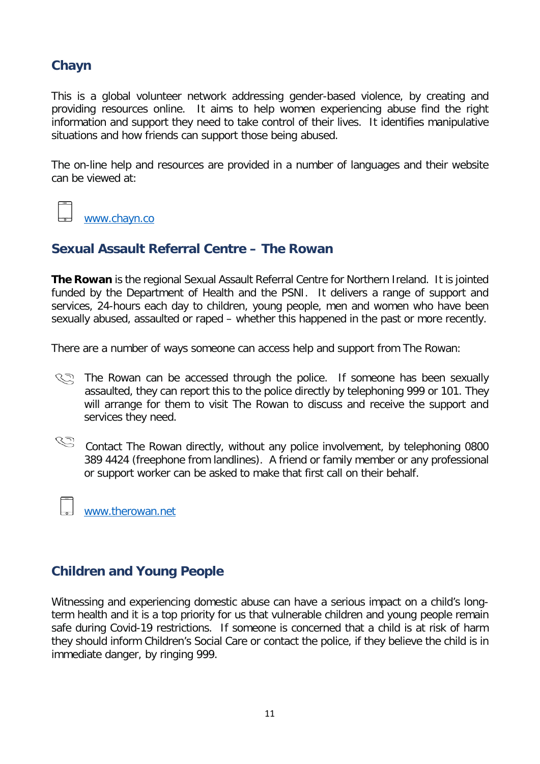## Chayn

This is a global volunteer network addressing gender-based violence, by creating and providing resources online. It aims to help women experiencing abuse find the right information and support they need to take control of their lives. It identifies manipulative situations and how friends can support those being abused.

The on-line help and resources are provided in a number of languages and their website can be viewed at:

[www.chayn.co](http://www.chayn.co)

## Sexual Assault Referral Centre – The Rowan

**The Rowan** is the regional Sexual Assault Referral Centre for Northern Ireland. It is jointed funded by the Department of Health and the PSNI. It delivers a range of support and services, 24-hours each day to children, young people, men and women who have been sexually abused, assaulted or raped – whether this happened in the past or more recently.

There are a number of ways someone can access help and support from The Rowan:

- The Rowan can be accessed through the police. If someone has been sexually assaulted, they can report this to the police directly by telephoning 999 or 101. They will arrange for them to visit The Rowan to discuss and receive the support and services they need.

- Contact The Rowan directly, without any police involvement, by telephoning 0800 389 4424 (freephone from landlines). A friend or family member or any professional or support worker can be asked to make that first call on their behalf.

[www.therowan.net](http://www.therowan.net)

## Children and Young People

Witnessing and experiencing domestic abuse can have a serious impact on a child's long-term health and it is a top priority for us that vulnerable children and young people remain safe during Covid-19 restrictions. If someone is concerned that a child is at risk of harm they should inform Children's Social Care or contact the police, if they believe the child is in immediate danger, by ringing 999.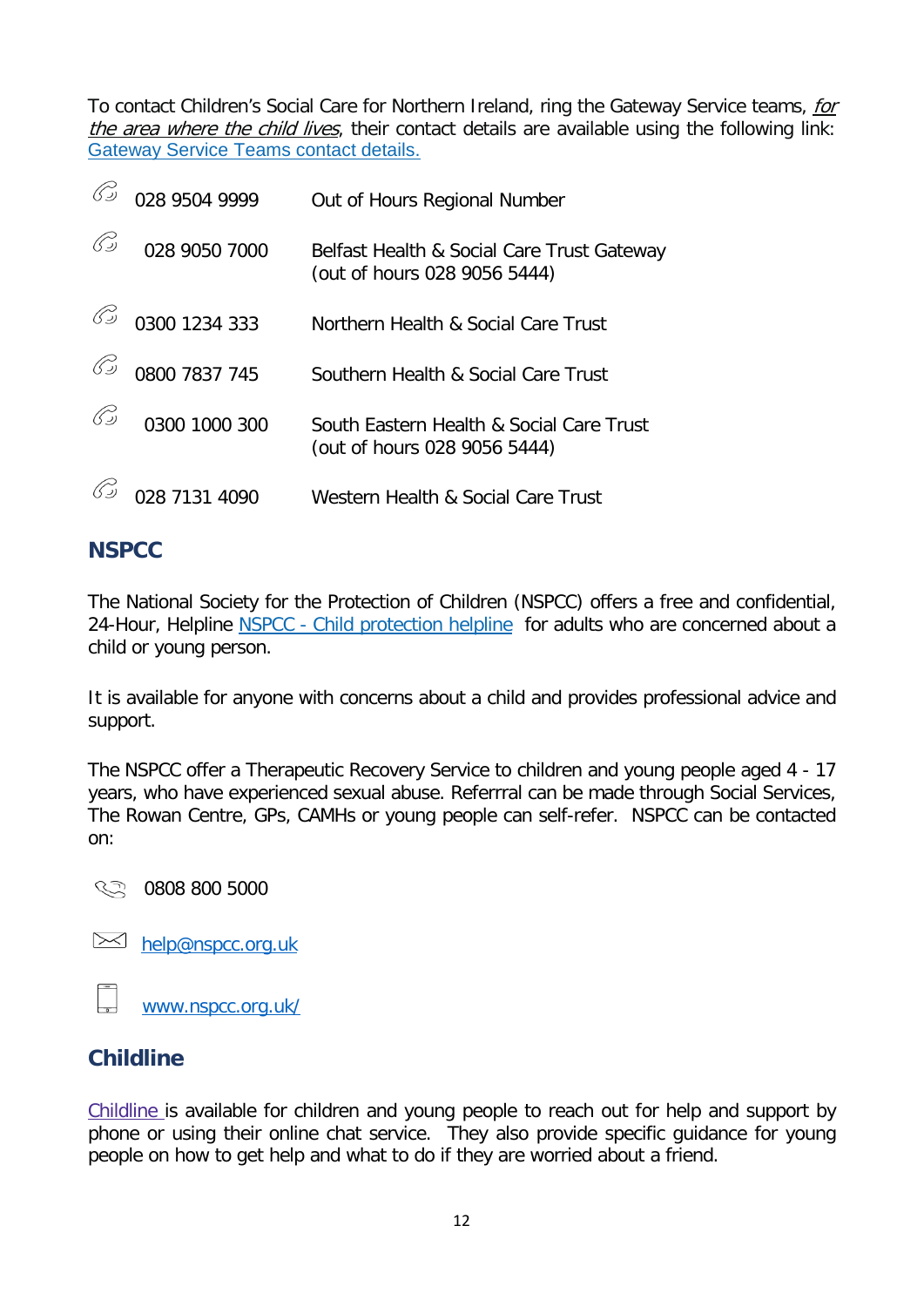To contact Children's Social Care for Northern Ireland, ring the Gateway Service teams, *for the area where the child lives*, their contact details are available using the following link: Gateway Service Teams contact details.

| | |
|---|---|
| 028 9504 9999 | Out of Hours Regional Number |
| 028 9050 7000 | Belfast Health & Social Care Trust Gateway (out of hours 028 9056 5444) |
| 0300 1234 333 | Northern Health & Social Care Trust |
| 0800 7837 745 | Southern Health & Social Care Trust |
| 0300 1000 300 | South Eastern Health & Social Care Trust (out of hours 028 9056 5444) |
| 028 7131 4090 | Western Health & Social Care Trust |

## NSPCC

The National Society for the Protection of Children (NSPCC) offers a free and confidential, 24-Hour, Helpline NSPCC - Child protection helpline for adults who are concerned about a child or young person.

It is available for anyone with concerns about a child and provides professional advice and support.

The NSPCC offer a Therapeutic Recovery Service to children and young people aged 4 - 17 years, who have experienced sexual abuse. Referrral can be made through Social Services, The Rowan Centre, GPs, CAMHs or young people can self-refer. NSPCC can be contacted on:

0808 800 5000

help@nspcc.org.uk

www.nspcc.org.uk/

## Childline

Childline is available for children and young people to reach out for help and support by phone or using their online chat service. They also provide specific guidance for young people on how to get help and what to do if they are worried about a friend.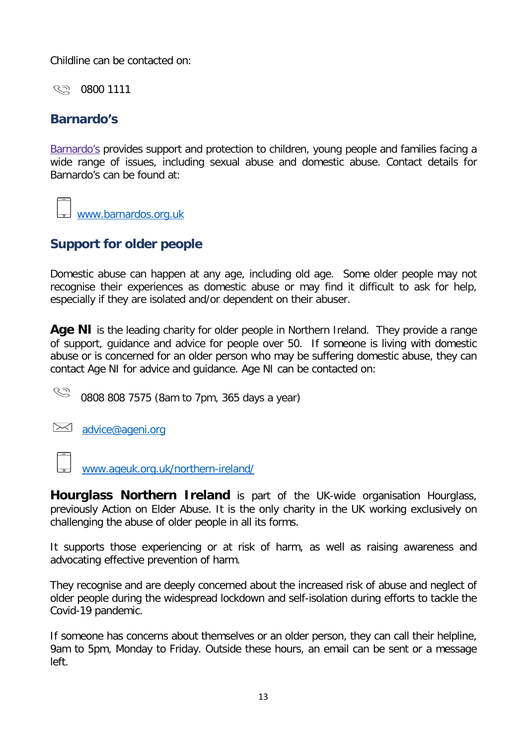Childline can be contacted on:

0800 1111

## Barnardo's

Barnardo's provides support and protection to children, young people and families facing a wide range of issues, including sexual abuse and domestic abuse. Contact details for Barnardo's can be found at:

www.barnardos.org.uk

## Support for older people

Domestic abuse can happen at any age, including old age. Some older people may not recognise their experiences as domestic abuse or may find it difficult to ask for help, especially if they are isolated and/or dependent on their abuser.

**Age NI** is the leading charity for older people in Northern Ireland. They provide a range of support, guidance and advice for people over 50. If someone is living with domestic abuse or is concerned for an older person who may be suffering domestic abuse, they can contact Age NI for advice and guidance. Age NI can be contacted on:

0808 808 7575 (8am to 7pm, 365 days a year)

advice@ageni.org

www.ageuk.org.uk/northern-ireland/

**Hourglass Northern Ireland** is part of the UK-wide organisation Hourglass, previously Action on Elder Abuse. It is the only charity in the UK working exclusively on challenging the abuse of older people in all its forms.

It supports those experiencing or at risk of harm, as well as raising awareness and advocating effective prevention of harm.

They recognise and are deeply concerned about the increased risk of abuse and neglect of older people during the widespread lockdown and self-isolation during efforts to tackle the Covid-19 pandemic.

If someone has concerns about themselves or an older person, they can call their helpline, 9am to 5pm, Monday to Friday. Outside these hours, an email can be sent or a message left.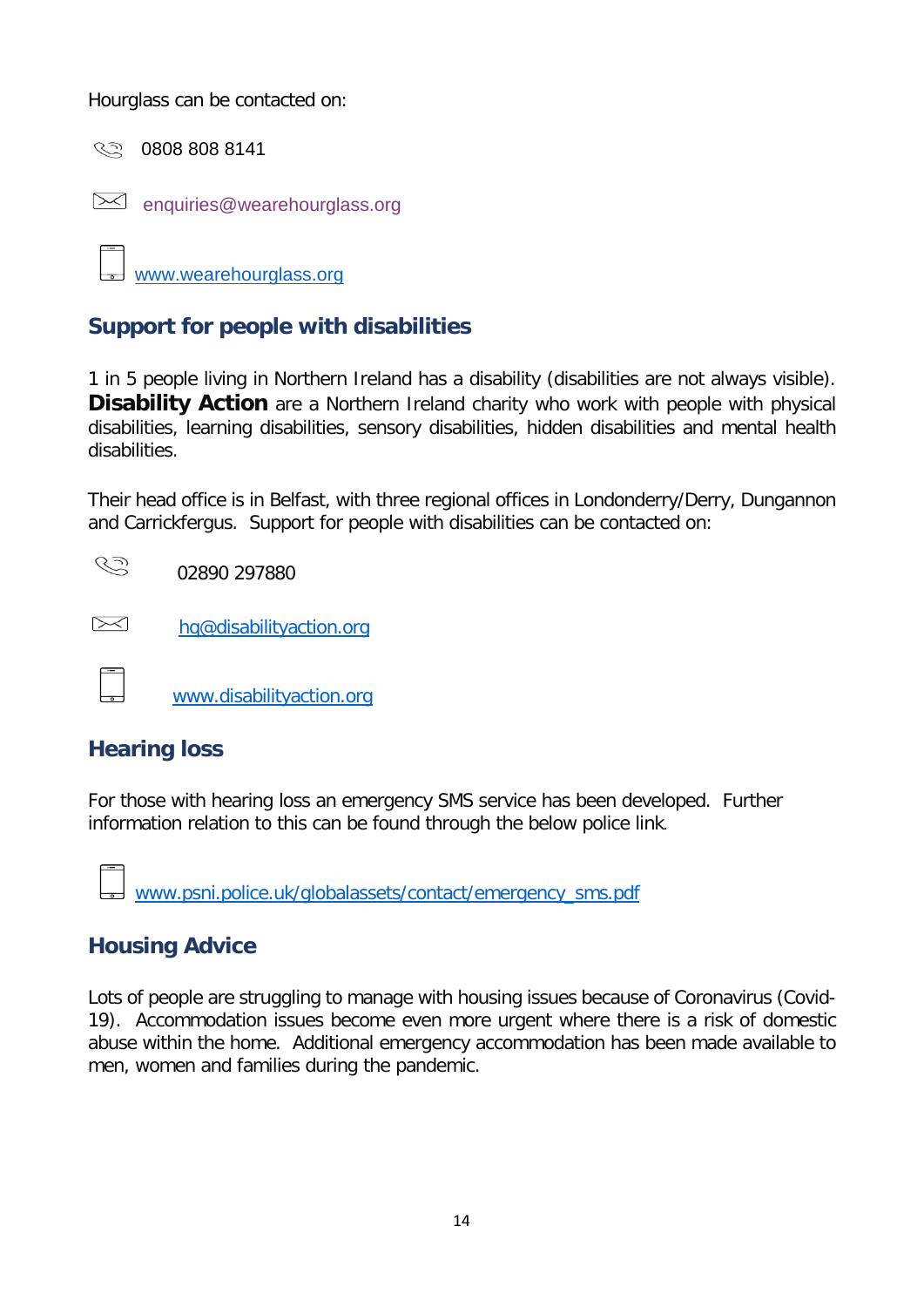Hourglass can be contacted on:

0808 808 8141

enquiries@wearehourglass.org

www.wearehourglass.org

## Support for people with disabilities

1 in 5 people living in Northern Ireland has a disability (disabilities are not always visible). **Disability Action** are a Northern Ireland charity who work with people with physical disabilities, learning disabilities, sensory disabilities, hidden disabilities and mental health disabilities.

Their head office is in Belfast, with three regional offices in Londonderry/Derry, Dungannon and Carrickfergus. Support for people with disabilities can be contacted on:

02890 297880

hq@disabilityaction.org

www.disabilityaction.org

## Hearing loss

For those with hearing loss an emergency SMS service has been developed. Further information relation to this can be found through the below police link.

www.psni.police.uk/globalassets/contact/emergency_sms.pdf

## Housing Advice

Lots of people are struggling to manage with housing issues because of Coronavirus (Covid-19). Accommodation issues become even more urgent where there is a risk of domestic abuse within the home. Additional emergency accommodation has been made available to men, women and families during the pandemic.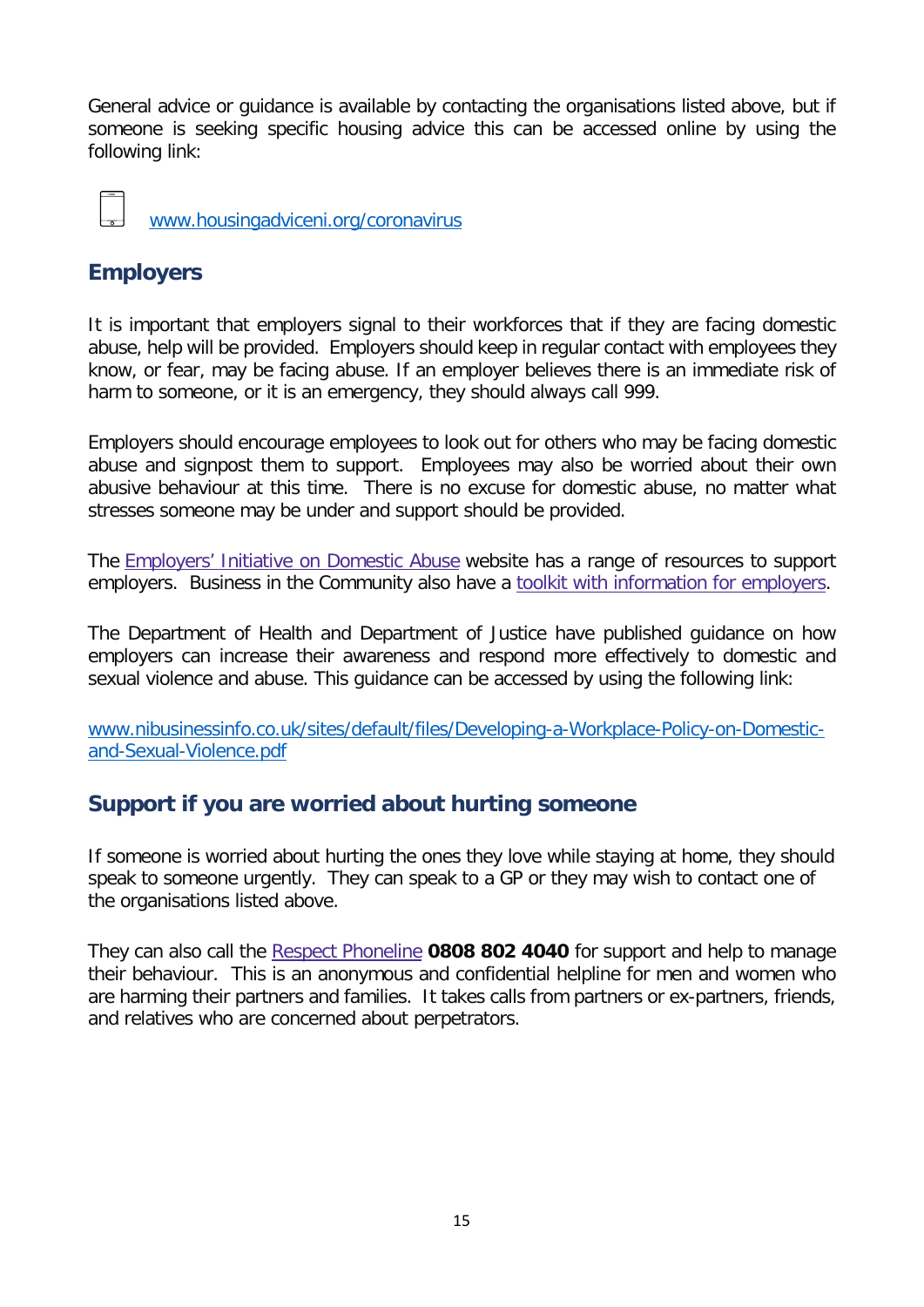General advice or guidance is available by contacting the organisations listed above, but if someone is seeking specific housing advice this can be accessed online by using the following link:

www.housingadviceni.org/coronavirus

## Employers

It is important that employers signal to their workforces that if they are facing domestic abuse, help will be provided. Employers should keep in regular contact with employees they know, or fear, may be facing abuse. If an employer believes there is an immediate risk of harm to someone, or it is an emergency, they should always call 999.

Employers should encourage employees to look out for others who may be facing domestic abuse and signpost them to support. Employees may also be worried about their own abusive behaviour at this time. There is no excuse for domestic abuse, no matter what stresses someone may be under and support should be provided.

The Employers' Initiative on Domestic Abuse website has a range of resources to support employers. Business in the Community also have a toolkit with information for employers.

The Department of Health and Department of Justice have published guidance on how employers can increase their awareness and respond more effectively to domestic and sexual violence and abuse. This guidance can be accessed by using the following link:

www.nibusinessinfo.co.uk/sites/default/files/Developing-a-Workplace-Policy-on-Domestic-and-Sexual-Violence.pdf

## Support if you are worried about hurting someone

If someone is worried about hurting the ones they love while staying at home, they should speak to someone urgently. They can speak to a GP or they may wish to contact one of the organisations listed above.

They can also call the Respect Phoneline **0808 802 4040** for support and help to manage their behaviour. This is an anonymous and confidential helpline for men and women who are harming their partners and families. It takes calls from partners or ex-partners, friends, and relatives who are concerned about perpetrators.